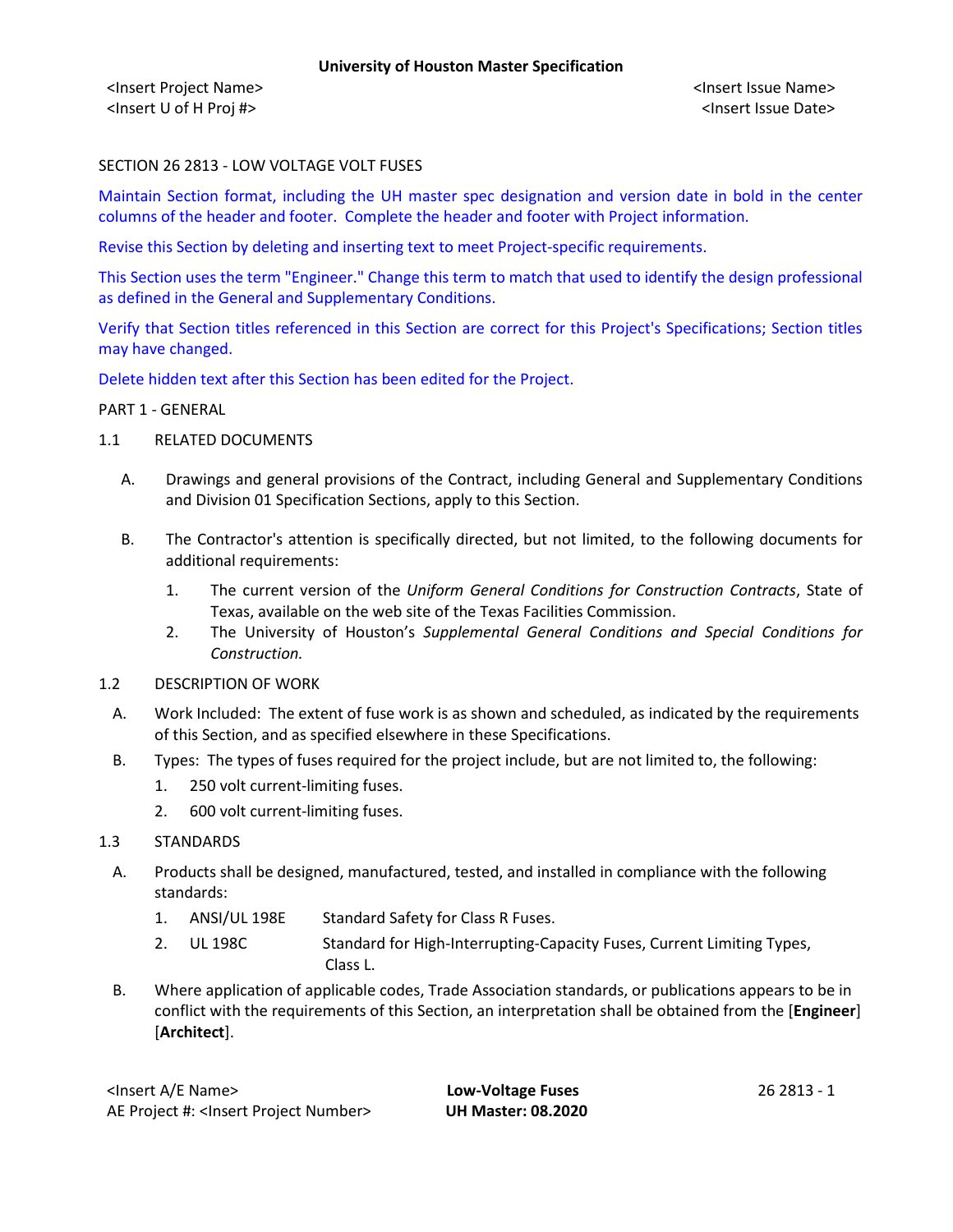SECTION 26 2813 - LOW VOLTAGE VOLT FUSES

Maintain Section format, including the UH master spec designation and version date in bold in the center columns of the header and footer. Complete the header and footer with Project information.

Revise this Section by deleting and inserting text to meet Project-specific requirements.

This Section uses the term "Engineer." Change this term to match that used to identify the design professional as defined in the General and Supplementary Conditions.

Verify that Section titles referenced in this Section are correct for this Project's Specifications; Section titles may have changed.

Delete hidden text after this Section has been edited for the Project.

PART 1 - GENERAL

1.1 RELATED DOCUMENTS

A. Drawings and general provisions of the Contract, including General and Supplementary Conditions and Division 01 Specification Sections, apply to this Section.

B. The Contractor's attention is specifically directed, but not limited, to the following documents for additional requirements:

1. The current version of the *Uniform General Conditions for Construction Contracts*, State of Texas, available on the web site of the Texas Facilities Commission.
2. The University of Houston's *Supplemental General Conditions and Special Conditions for Construction.*

1.2 DESCRIPTION OF WORK

A. Work Included: The extent of fuse work is as shown and scheduled, as indicated by the requirements of this Section, and as specified elsewhere in these Specifications.

B. Types: The types of fuses required for the project include, but are not limited to, the following:

1. 250 volt current-limiting fuses.
2. 600 volt current-limiting fuses.

1.3 STANDARDS

A. Products shall be designed, manufactured, tested, and installed in compliance with the following standards:

1. ANSI/UL 198E Standard Safety for Class R Fuses.
2. UL 198C Standard for High-Interrupting-Capacity Fuses, Current Limiting Types, Class L.

B. Where application of applicable codes, Trade Association standards, or publications appears to be in conflict with the requirements of this Section, an interpretation shall be obtained from the [**Engineer**] [**Architect**].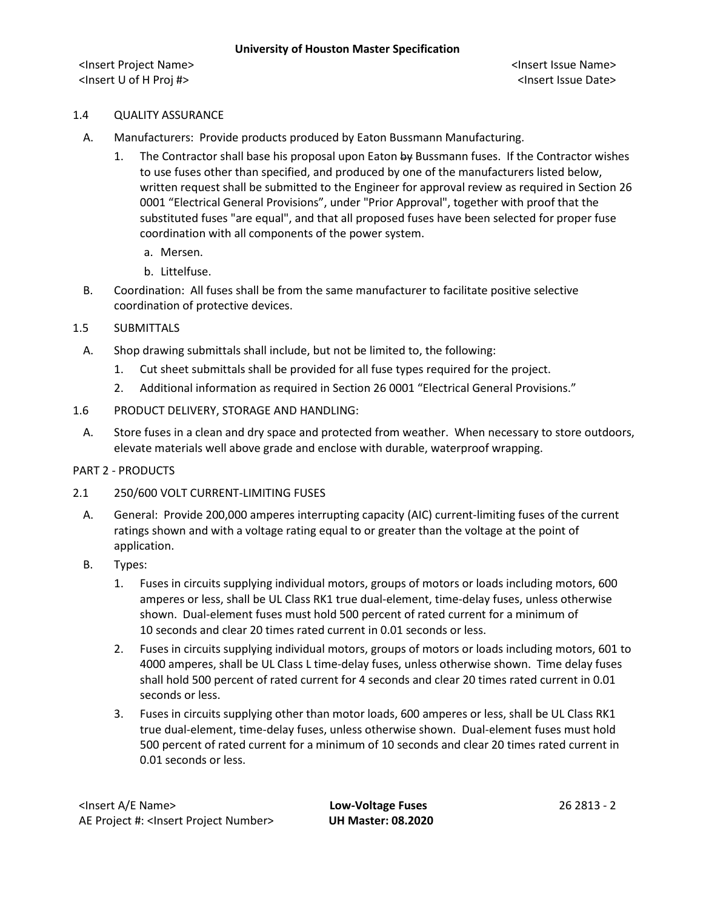1.4 QUALITY ASSURANCE

A. Manufacturers: Provide products produced by Eaton Bussmann Manufacturing.

1. The Contractor shall base his proposal upon Eaton ~~by~~ Bussmann fuses. If the Contractor wishes to use fuses other than specified, and produced by one of the manufacturers listed below, written request shall be submitted to the Engineer for approval review as required in Section 26 0001 "Electrical General Provisions", under "Prior Approval", together with proof that the substituted fuses "are equal", and that all proposed fuses have been selected for proper fuse coordination with all components of the power system.

   a. Mersen.

   b. Littelfuse.

B. Coordination: All fuses shall be from the same manufacturer to facilitate positive selective coordination of protective devices.

1.5 SUBMITTALS

A. Shop drawing submittals shall include, but not be limited to, the following:

1. Cut sheet submittals shall be provided for all fuse types required for the project.
2. Additional information as required in Section 26 0001 "Electrical General Provisions."

1.6 PRODUCT DELIVERY, STORAGE AND HANDLING:

A. Store fuses in a clean and dry space and protected from weather. When necessary to store outdoors, elevate materials well above grade and enclose with durable, waterproof wrapping.

PART 2 - PRODUCTS

2.1 250/600 VOLT CURRENT-LIMITING FUSES

A. General: Provide 200,000 amperes interrupting capacity (AIC) current-limiting fuses of the current ratings shown and with a voltage rating equal to or greater than the voltage at the point of application.

B. Types:

1. Fuses in circuits supplying individual motors, groups of motors or loads including motors, 600 amperes or less, shall be UL Class RK1 true dual-element, time-delay fuses, unless otherwise shown. Dual-element fuses must hold 500 percent of rated current for a minimum of 10 seconds and clear 20 times rated current in 0.01 seconds or less.
2. Fuses in circuits supplying individual motors, groups of motors or loads including motors, 601 to 4000 amperes, shall be UL Class L time-delay fuses, unless otherwise shown. Time delay fuses shall hold 500 percent of rated current for 4 seconds and clear 20 times rated current in 0.01 seconds or less.
3. Fuses in circuits supplying other than motor loads, 600 amperes or less, shall be UL Class RK1 true dual-element, time-delay fuses, unless otherwise shown. Dual-element fuses must hold 500 percent of rated current for a minimum of 10 seconds and clear 20 times rated current in 0.01 seconds or less.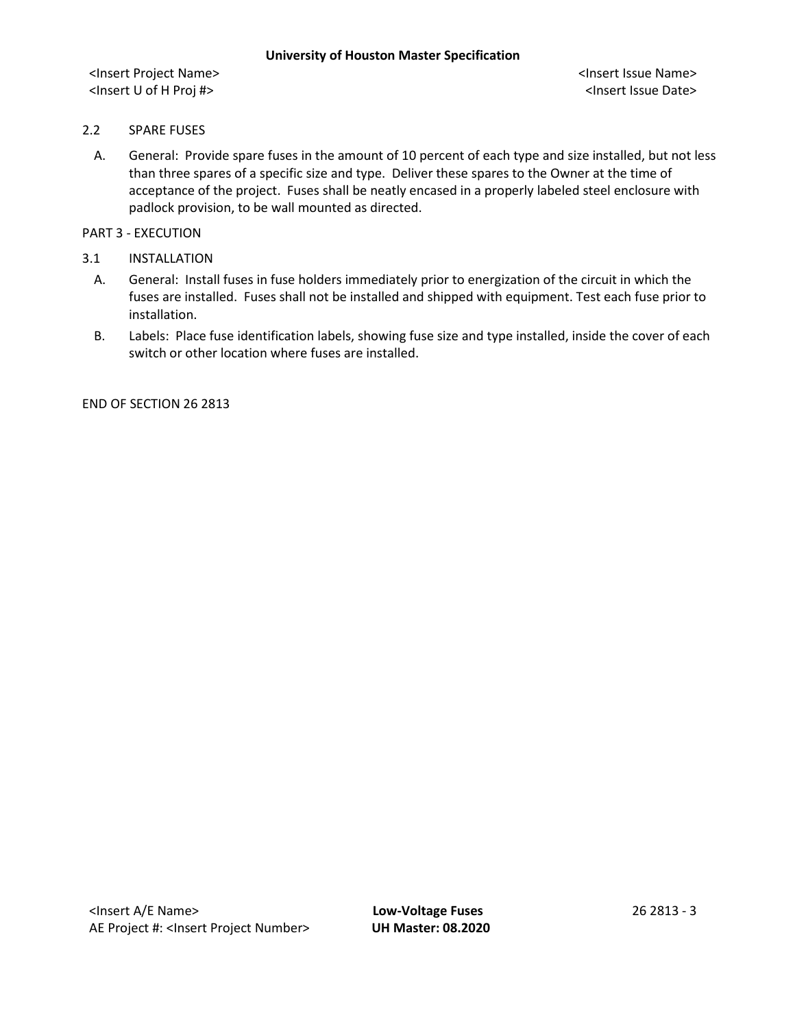## 2.2 SPARE FUSES

A. General: Provide spare fuses in the amount of 10 percent of each type and size installed, but not less than three spares of a specific size and type. Deliver these spares to the Owner at the time of acceptance of the project. Fuses shall be neatly encased in a properly labeled steel enclosure with padlock provision, to be wall mounted as directed.

# PART 3 - EXECUTION

## 3.1 INSTALLATION

A. General: Install fuses in fuse holders immediately prior to energization of the circuit in which the fuses are installed. Fuses shall not be installed and shipped with equipment. Test each fuse prior to installation.

B. Labels: Place fuse identification labels, showing fuse size and type installed, inside the cover of each switch or other location where fuses are installed.

END OF SECTION 26 2813